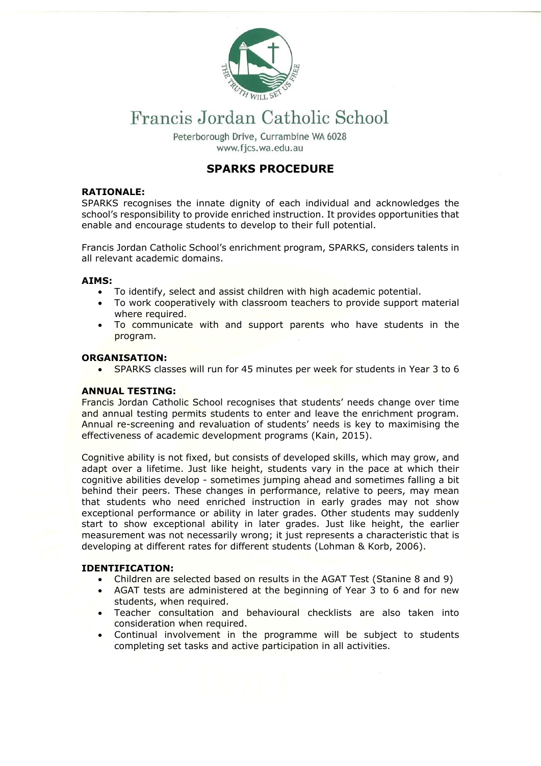# Francis Jordan Catholic School

Peterborough Drive, Currambine WA 6028
www.fjcs.wa.edu.au

## SPARKS PROCEDURE

**RATIONALE:**
SPARKS recognises the innate dignity of each individual and acknowledges the school's responsibility to provide enriched instruction. It provides opportunities that enable and encourage students to develop to their full potential.

Francis Jordan Catholic School's enrichment program, SPARKS, considers talents in all relevant academic domains.

**AIMS:**

- To identify, select and assist children with high academic potential.
- To work cooperatively with classroom teachers to provide support material where required.
- To communicate with and support parents who have students in the program.

**ORGANISATION:**

- SPARKS classes will run for 45 minutes per week for students in Year 3 to 6

**ANNUAL TESTING:**
Francis Jordan Catholic School recognises that students' needs change over time and annual testing permits students to enter and leave the enrichment program. Annual re-screening and revaluation of students' needs is key to maximising the effectiveness of academic development programs (Kain, 2015).

Cognitive ability is not fixed, but consists of developed skills, which may grow, and adapt over a lifetime. Just like height, students vary in the pace at which their cognitive abilities develop - sometimes jumping ahead and sometimes falling a bit behind their peers. These changes in performance, relative to peers, may mean that students who need enriched instruction in early grades may not show exceptional performance or ability in later grades. Other students may suddenly start to show exceptional ability in later grades. Just like height, the earlier measurement was not necessarily wrong; it just represents a characteristic that is developing at different rates for different students (Lohman & Korb, 2006).

**IDENTIFICATION:**

- Children are selected based on results in the AGAT Test (Stanine 8 and 9)
- AGAT tests are administered at the beginning of Year 3 to 6 and for new students, when required.
- Teacher consultation and behavioural checklists are also taken into consideration when required.
- Continual involvement in the programme will be subject to students completing set tasks and active participation in all activities.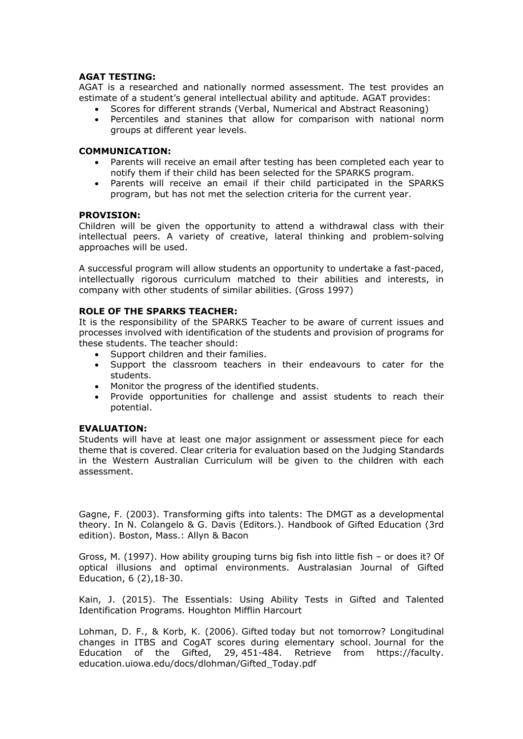**AGAT TESTING:**

AGAT is a researched and nationally normed assessment. The test provides an estimate of a student's general intellectual ability and aptitude. AGAT provides:

- Scores for different strands (Verbal, Numerical and Abstract Reasoning)
- Percentiles and stanines that allow for comparison with national norm groups at different year levels.

**COMMUNICATION:**

- Parents will receive an email after testing has been completed each year to notify them if their child has been selected for the SPARKS program.
- Parents will receive an email if their child participated in the SPARKS program, but has not met the selection criteria for the current year.

**PROVISION:**

Children will be given the opportunity to attend a withdrawal class with their intellectual peers. A variety of creative, lateral thinking and problem-solving approaches will be used.

A successful program will allow students an opportunity to undertake a fast-paced, intellectually rigorous curriculum matched to their abilities and interests, in company with other students of similar abilities. (Gross 1997)

**ROLE OF THE SPARKS TEACHER:**

It is the responsibility of the SPARKS Teacher to be aware of current issues and processes involved with identification of the students and provision of programs for these students. The teacher should:

- Support children and their families.
- Support the classroom teachers in their endeavours to cater for the students.
- Monitor the progress of the identified students.
- Provide opportunities for challenge and assist students to reach their potential.

**EVALUATION:**

Students will have at least one major assignment or assessment piece for each theme that is covered. Clear criteria for evaluation based on the Judging Standards in the Western Australian Curriculum will be given to the children with each assessment.

Gagne, F. (2003). Transforming gifts into talents: The DMGT as a developmental theory. In N. Colangelo & G. Davis (Editors.). Handbook of Gifted Education (3rd edition). Boston, Mass.: Allyn & Bacon

Gross, M. (1997). How ability grouping turns big fish into little fish – or does it? Of optical illusions and optimal environments. Australasian Journal of Gifted Education, 6 (2),18-30.

Kain, J. (2015). The Essentials: Using Ability Tests in Gifted and Talented Identification Programs. Houghton Mifflin Harcourt

Lohman, D. F., & Korb, K. (2006). Gifted today but not tomorrow? Longitudinal changes in ITBS and CogAT scores during elementary school. Journal for the Education of the Gifted, 29, 451-484. Retrieve from https://faculty. education.uiowa.edu/docs/dlohman/Gifted_Today.pdf